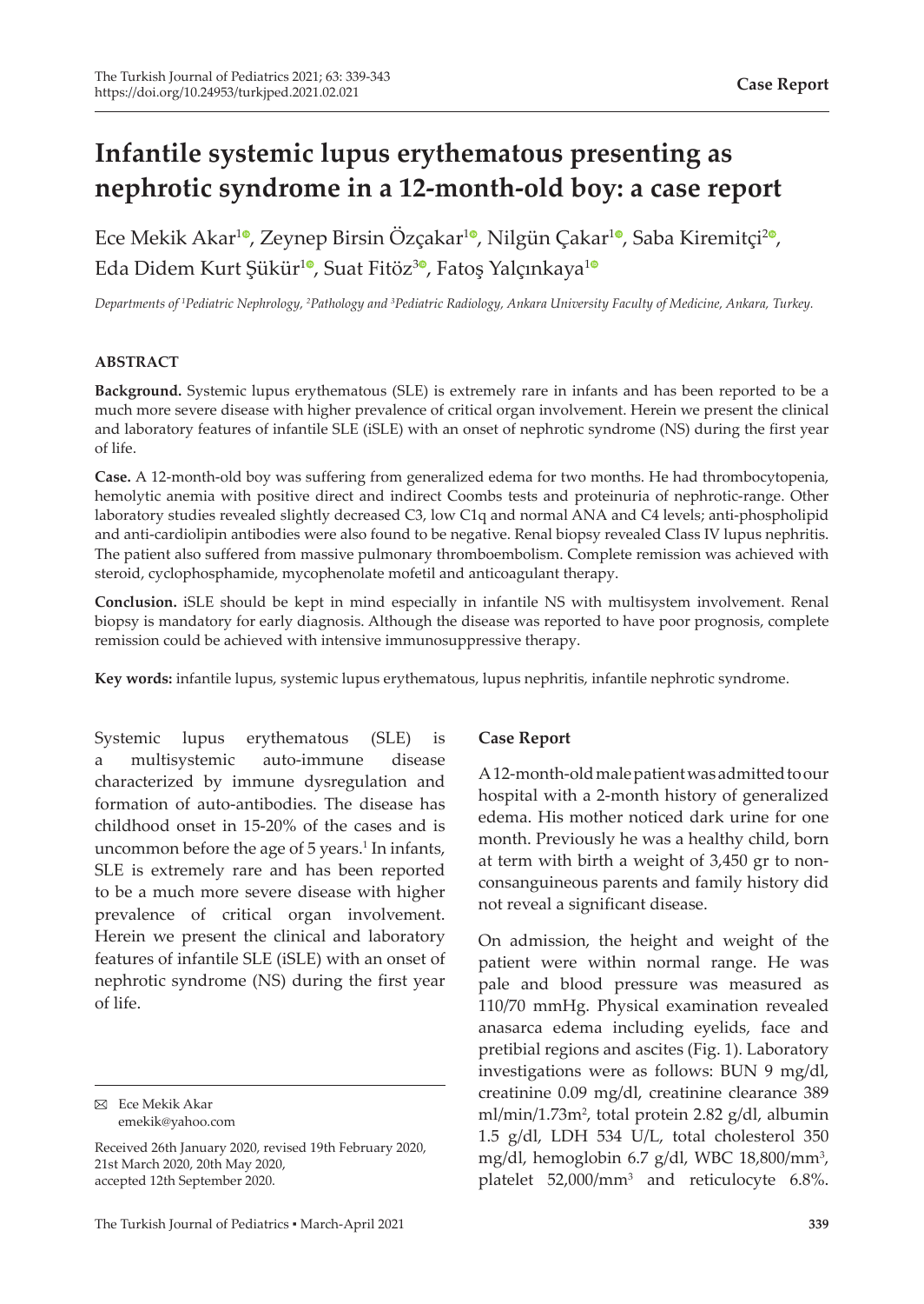# Infantile systemic lupus erythematous presenting as nephrotic syndrome in a 12-month-old boy: a case report

Ece Mekik Akar[1], Zeynep Birsin Özçakar[1], Nilgün Çakar[1], Saba Kiremitçi[2], Eda Didem Kurt Şükür[1], Suat Fitöz[3], Fatoş Yalçınkaya[1]

*Departments of [1]Pediatric Nephrology, [2]Pathology and [3]Pediatric Radiology, Ankara University Faculty of Medicine, Ankara, Turkey.*

### ABSTRACT

**Background.** Systemic lupus erythematous (SLE) is extremely rare in infants and has been reported to be a much more severe disease with higher prevalence of critical organ involvement. Herein we present the clinical and laboratory features of infantile SLE (iSLE) with an onset of nephrotic syndrome (NS) during the first year of life.

**Case.** A 12-month-old boy was suffering from generalized edema for two months. He had thrombocytopenia, hemolytic anemia with positive direct and indirect Coombs tests and proteinuria of nephrotic-range. Other laboratory studies revealed slightly decreased C3, low C1q and normal ANA and C4 levels; anti-phospholipid and anti-cardiolipin antibodies were also found to be negative. Renal biopsy revealed Class IV lupus nephritis. The patient also suffered from massive pulmonary thromboembolism. Complete remission was achieved with steroid, cyclophosphamide, mycophenolate mofetil and anticoagulant therapy.

**Conclusion.** iSLE should be kept in mind especially in infantile NS with multisystem involvement. Renal biopsy is mandatory for early diagnosis. Although the disease was reported to have poor prognosis, complete remission could be achieved with intensive immunosuppressive therapy.

**Key words:** infantile lupus, systemic lupus erythematous, lupus nephritis, infantile nephrotic syndrome.

Systemic lupus erythematous (SLE) is a multisystemic auto-immune disease characterized by immune dysregulation and formation of auto-antibodies. The disease has childhood onset in 15-20% of the cases and is uncommon before the age of 5 years.[1] In infants, SLE is extremely rare and has been reported to be a much more severe disease with higher prevalence of critical organ involvement. Herein we present the clinical and laboratory features of infantile SLE (iSLE) with an onset of nephrotic syndrome (NS) during the first year of life.

✉ Ece Mekik Akar
emekik@yahoo.com

Received 26th January 2020, revised 19th February 2020, 21st March 2020, 20th May 2020, accepted 12th September 2020.

## Case Report

A 12-month-old male patient was admitted to our hospital with a 2-month history of generalized edema. His mother noticed dark urine for one month. Previously he was a healthy child, born at term with birth a weight of 3,450 gr to non-consanguineous parents and family history did not reveal a significant disease.

On admission, the height and weight of the patient were within normal range. He was pale and blood pressure was measured as 110/70 mmHg. Physical examination revealed anasarca edema including eyelids, face and pretibial regions and ascites (Fig. 1). Laboratory investigations were as follows: BUN 9 mg/dl, creatinine 0.09 mg/dl, creatinine clearance 389 ml/min/1.73m$^2$, total protein 2.82 g/dl, albumin 1.5 g/dl, LDH 534 U/L, total cholesterol 350 mg/dl, hemoglobin 6.7 g/dl, WBC 18,800/mm$^3$, platelet 52,000/mm$^3$ and reticulocyte 6.8%.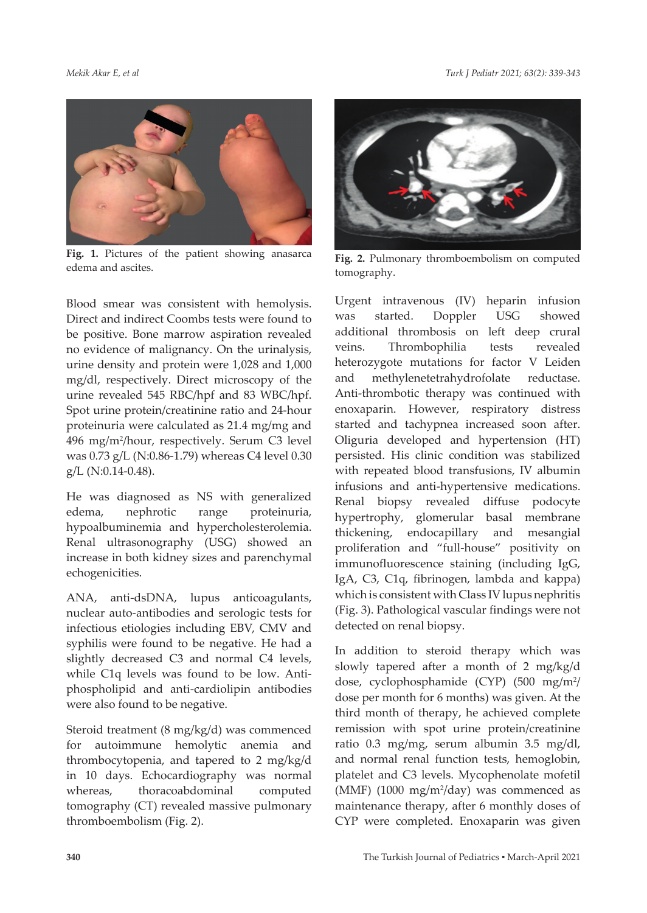**Fig. 1.** Pictures of the patient showing anasarca edema and ascites.

**Fig. 2.** Pulmonary thromboembolism on computed tomography.

Blood smear was consistent with hemolysis. Direct and indirect Coombs tests were found to be positive. Bone marrow aspiration revealed no evidence of malignancy. On the urinalysis, urine density and protein were 1,028 and 1,000 mg/dl, respectively. Direct microscopy of the urine revealed 545 RBC/hpf and 83 WBC/hpf. Spot urine protein/creatinine ratio and 24-hour proteinuria were calculated as 21.4 mg/mg and 496 mg/m$^2$/hour, respectively. Serum C3 level was 0.73 g/L (N:0.86-1.79) whereas C4 level 0.30 g/L (N:0.14-0.48).

He was diagnosed as NS with generalized edema, nephrotic range proteinuria, hypoalbuminemia and hypercholesterolemia. Renal ultrasonography (USG) showed an increase in both kidney sizes and parenchymal echogenicities.

ANA, anti-dsDNA, lupus anticoagulants, nuclear auto-antibodies and serologic tests for infectious etiologies including EBV, CMV and syphilis were found to be negative. He had a slightly decreased C3 and normal C4 levels, while C1q levels was found to be low. Anti-phospholipid and anti-cardiolipin antibodies were also found to be negative.

Steroid treatment (8 mg/kg/d) was commenced for autoimmune hemolytic anemia and thrombocytopenia, and tapered to 2 mg/kg/d in 10 days. Echocardiography was normal whereas, thoracoabdominal computed tomography (CT) revealed massive pulmonary thromboembolism (Fig. 2).

Urgent intravenous (IV) heparin infusion was started. Doppler USG showed additional thrombosis on left deep crural veins. Thrombophilia tests revealed heterozygote mutations for factor V Leiden and methylenetetrahydrofolate reductase. Anti-thrombotic therapy was continued with enoxaparin. However, respiratory distress started and tachypnea increased soon after. Oliguria developed and hypertension (HT) persisted. His clinic condition was stabilized with repeated blood transfusions, IV albumin infusions and anti-hypertensive medications. Renal biopsy revealed diffuse podocyte hypertrophy, glomerular basal membrane thickening, endocapillary and mesangial proliferation and "full-house" positivity on immunofluorescence staining (including IgG, IgA, C3, C1q, fibrinogen, lambda and kappa) which is consistent with Class IV lupus nephritis (Fig. 3). Pathological vascular findings were not detected on renal biopsy.

In addition to steroid therapy which was slowly tapered after a month of 2 mg/kg/d dose, cyclophosphamide (CYP) (500 mg/m$^2$/dose per month for 6 months) was given. At the third month of therapy, he achieved complete remission with spot urine protein/creatinine ratio 0.3 mg/mg, serum albumin 3.5 mg/dl, and normal renal function tests, hemoglobin, platelet and C3 levels. Mycophenolate mofetil (MMF) (1000 mg/m$^2$/day) was commenced as maintenance therapy, after 6 monthly doses of CYP were completed. Enoxaparin was given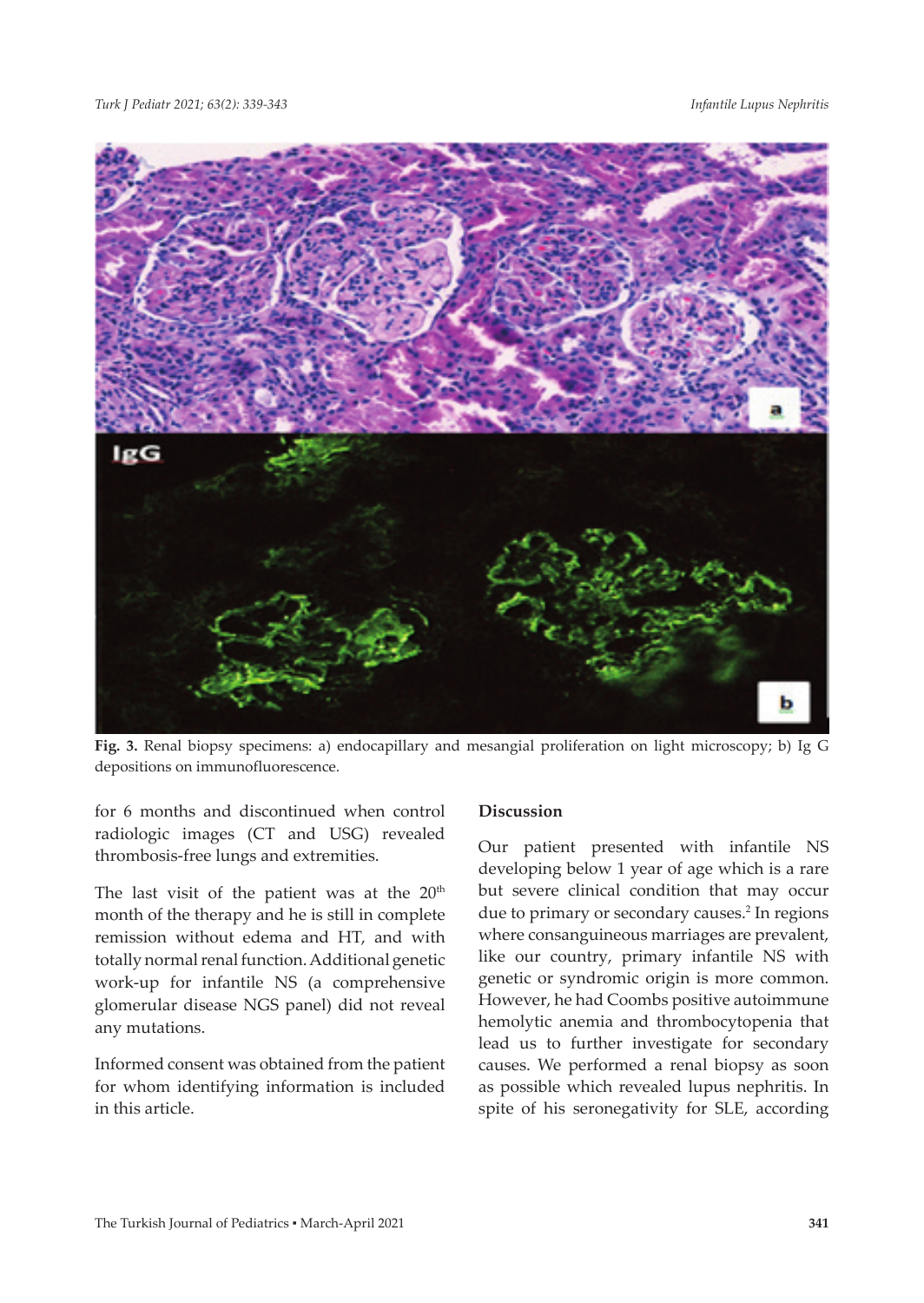**Fig. 3.** Renal biopsy specimens: a) endocapillary and mesangial proliferation on light microscopy; b) Ig G depositions on immunofluorescence.

for 6 months and discontinued when control radiologic images (CT and USG) revealed thrombosis-free lungs and extremities.

The last visit of the patient was at the 20th month of the therapy and he is still in complete remission without edema and HT, and with totally normal renal function. Additional genetic work-up for infantile NS (a comprehensive glomerular disease NGS panel) did not reveal any mutations.

Informed consent was obtained from the patient for whom identifying information is included in this article.

## Discussion

Our patient presented with infantile NS developing below 1 year of age which is a rare but severe clinical condition that may occur due to primary or secondary causes.[2] In regions where consanguineous marriages are prevalent, like our country, primary infantile NS with genetic or syndromic origin is more common. However, he had Coombs positive autoimmune hemolytic anemia and thrombocytopenia that lead us to further investigate for secondary causes. We performed a renal biopsy as soon as possible which revealed lupus nephritis. In spite of his seronegativity for SLE, according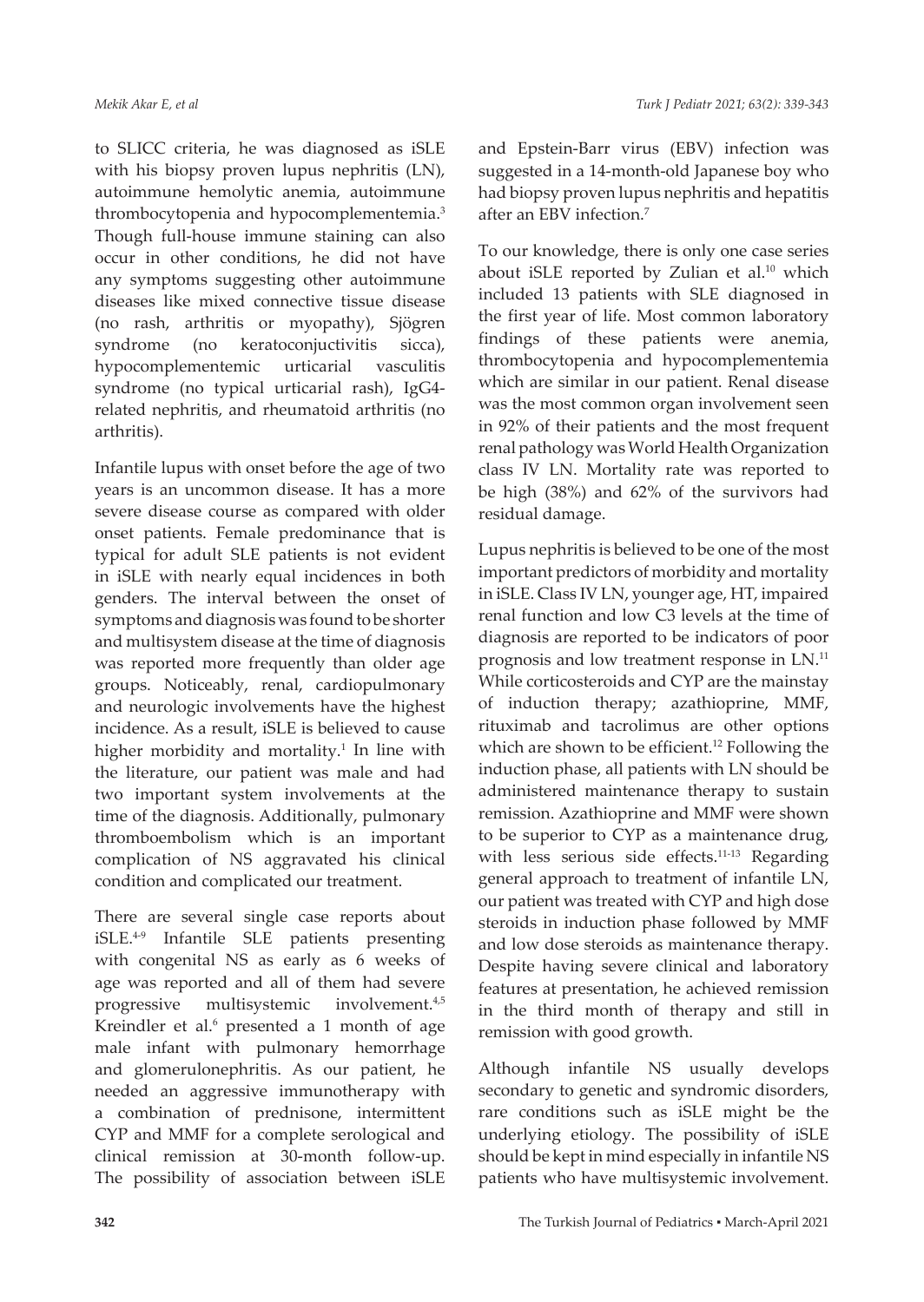to SLICC criteria, he was diagnosed as iSLE with his biopsy proven lupus nephritis (LN), autoimmune hemolytic anemia, autoimmune thrombocytopenia and hypocomplementemia.[3] Though full-house immune staining can also occur in other conditions, he did not have any symptoms suggesting other autoimmune diseases like mixed connective tissue disease (no rash, arthritis or myopathy), Sjögren syndrome (no keratoconjuctivitis sicca), hypocomplementemic urticarial vasculitis syndrome (no typical urticarial rash), IgG4-related nephritis, and rheumatoid arthritis (no arthritis).

Infantile lupus with onset before the age of two years is an uncommon disease. It has a more severe disease course as compared with older onset patients. Female predominance that is typical for adult SLE patients is not evident in iSLE with nearly equal incidences in both genders. The interval between the onset of symptoms and diagnosis was found to be shorter and multisystem disease at the time of diagnosis was reported more frequently than older age groups. Noticeably, renal, cardiopulmonary and neurologic involvements have the highest incidence. As a result, iSLE is believed to cause higher morbidity and mortality.[1] In line with the literature, our patient was male and had two important system involvements at the time of the diagnosis. Additionally, pulmonary thromboembolism which is an important complication of NS aggravated his clinical condition and complicated our treatment.

There are several single case reports about iSLE.[4-9] Infantile SLE patients presenting with congenital NS as early as 6 weeks of age was reported and all of them had severe progressive multisystemic involvement.[4,5] Kreindler et al.[6] presented a 1 month of age male infant with pulmonary hemorrhage and glomerulonephritis. As our patient, he needed an aggressive immunotherapy with a combination of prednisone, intermittent CYP and MMF for a complete serological and clinical remission at 30-month follow-up. The possibility of association between iSLE and Epstein-Barr virus (EBV) infection was suggested in a 14-month-old Japanese boy who had biopsy proven lupus nephritis and hepatitis after an EBV infection.[7]

To our knowledge, there is only one case series about iSLE reported by Zulian et al.[10] which included 13 patients with SLE diagnosed in the first year of life. Most common laboratory findings of these patients were anemia, thrombocytopenia and hypocomplementemia which are similar in our patient. Renal disease was the most common organ involvement seen in 92% of their patients and the most frequent renal pathology was World Health Organization class IV LN. Mortality rate was reported to be high (38%) and 62% of the survivors had residual damage.

Lupus nephritis is believed to be one of the most important predictors of morbidity and mortality in iSLE. Class IV LN, younger age, HT, impaired renal function and low C3 levels at the time of diagnosis are reported to be indicators of poor prognosis and low treatment response in LN.[11] While corticosteroids and CYP are the mainstay of induction therapy; azathioprine, MMF, rituximab and tacrolimus are other options which are shown to be efficient.[12] Following the induction phase, all patients with LN should be administered maintenance therapy to sustain remission. Azathioprine and MMF were shown to be superior to CYP as a maintenance drug, with less serious side effects.[11-13] Regarding general approach to treatment of infantile LN, our patient was treated with CYP and high dose steroids in induction phase followed by MMF and low dose steroids as maintenance therapy. Despite having severe clinical and laboratory features at presentation, he achieved remission in the third month of therapy and still in remission with good growth.

Although infantile NS usually develops secondary to genetic and syndromic disorders, rare conditions such as iSLE might be the underlying etiology. The possibility of iSLE should be kept in mind especially in infantile NS patients who have multisystemic involvement.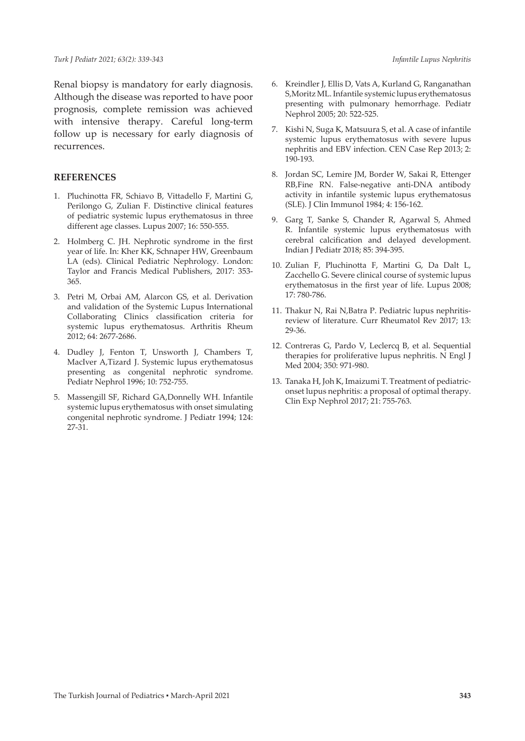Renal biopsy is mandatory for early diagnosis. Although the disease was reported to have poor prognosis, complete remission was achieved with intensive therapy. Careful long-term follow up is necessary for early diagnosis of recurrences.

## REFERENCES

1. Pluchinotta FR, Schiavo B, Vittadello F, Martini G, Perilongo G, Zulian F. Distinctive clinical features of pediatric systemic lupus erythematosus in three different age classes. Lupus 2007; 16: 550-555.
2. Holmberg C. JH. Nephrotic syndrome in the first year of life. In: Kher KK, Schnaper HW, Greenbaum LA (eds). Clinical Pediatric Nephrology. London: Taylor and Francis Medical Publishers, 2017: 353-365.
3. Petri M, Orbai AM, Alarcon GS, et al. Derivation and validation of the Systemic Lupus International Collaborating Clinics classification criteria for systemic lupus erythematosus. Arthritis Rheum 2012; 64: 2677-2686.
4. Dudley J, Fenton T, Unsworth J, Chambers T, MacIver A,Tizard J. Systemic lupus erythematosus presenting as congenital nephrotic syndrome. Pediatr Nephrol 1996; 10: 752-755.
5. Massengill SF, Richard GA,Donnelly WH. Infantile systemic lupus erythematosus with onset simulating congenital nephrotic syndrome. J Pediatr 1994; 124: 27-31.
6. Kreindler J, Ellis D, Vats A, Kurland G, Ranganathan S,Moritz ML. Infantile systemic lupus erythematosus presenting with pulmonary hemorrhage. Pediatr Nephrol 2005; 20: 522-525.
7. Kishi N, Suga K, Matsuura S, et al. A case of infantile systemic lupus erythematosus with severe lupus nephritis and EBV infection. CEN Case Rep 2013; 2: 190-193.
8. Jordan SC, Lemire JM, Border W, Sakai R, Ettenger RB,Fine RN. False-negative anti-DNA antibody activity in infantile systemic lupus erythematosus (SLE). J Clin Immunol 1984; 4: 156-162.
9. Garg T, Sanke S, Chander R, Agarwal S, Ahmed R. Infantile systemic lupus erythematosus with cerebral calcification and delayed development. Indian J Pediatr 2018; 85: 394-395.
10. Zulian F, Pluchinotta F, Martini G, Da Dalt L, Zacchello G. Severe clinical course of systemic lupus erythematosus in the first year of life. Lupus 2008; 17: 780-786.
11. Thakur N, Rai N,Batra P. Pediatric lupus nephritis-review of literature. Curr Rheumatol Rev 2017; 13: 29-36.
12. Contreras G, Pardo V, Leclercq B, et al. Sequential therapies for proliferative lupus nephritis. N Engl J Med 2004; 350: 971-980.
13. Tanaka H, Joh K, Imaizumi T. Treatment of pediatric-onset lupus nephritis: a proposal of optimal therapy. Clin Exp Nephrol 2017; 21: 755-763.